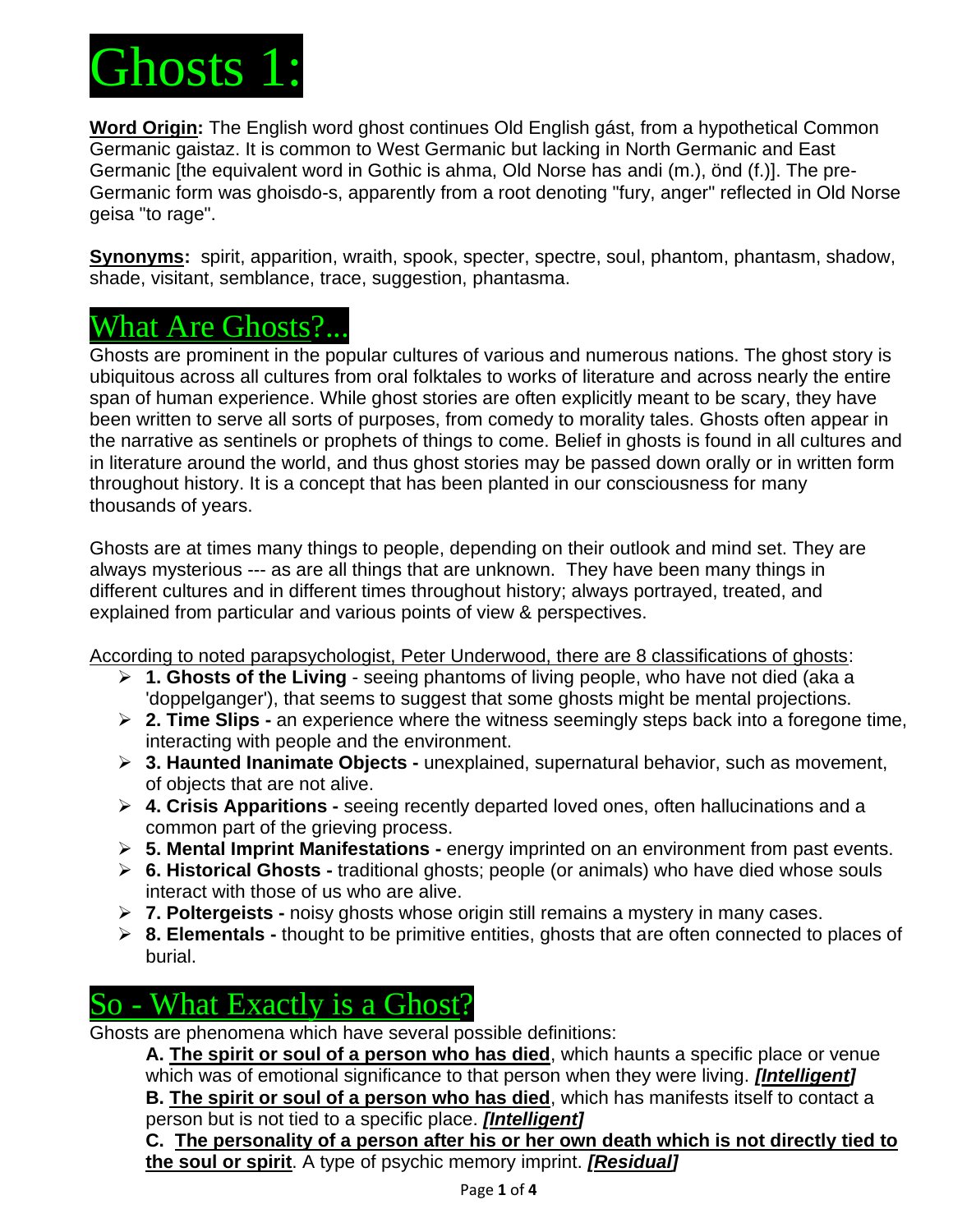# Ghosts 1:

**Word Origin:** The English word ghost continues Old English gást, from a hypothetical Common Germanic gaistaz. It is common to West Germanic but lacking in North Germanic and East Germanic [the equivalent word in Gothic is ahma, Old Norse has andi (m.), önd (f.)]. The pre-Germanic form was ghoisdo-s, apparently from a root denoting "fury, anger" reflected in Old Norse geisa "to rage".

**Synonyms:** spirit, apparition, wraith, spook, specter, spectre, soul, phantom, phantasm, shadow, shade, visitant, semblance, trace, suggestion, phantasma.

## What Are Ghosts?...

Ghosts are prominent in the popular cultures of various and numerous nations. The ghost story is ubiquitous across all cultures from oral folktales to works of literature and across nearly the entire span of human experience. While ghost stories are often explicitly meant to be scary, they have been written to serve all sorts of purposes, from comedy to morality tales. Ghosts often appear in the narrative as sentinels or prophets of things to come. Belief in ghosts is found in all cultures and in literature around the world, and thus ghost stories may be passed down orally or in written form throughout history. It is a concept that has been planted in our consciousness for many thousands of years.

Ghosts are at times many things to people, depending on their outlook and mind set. They are always mysterious --- as are all things that are unknown. They have been many things in different cultures and in different times throughout history; always portrayed, treated, and explained from particular and various points of view & perspectives.

According to noted parapsychologist, Peter Underwood, there are 8 classifications of ghosts:

- **1. Ghosts of the Living** - seeing phantoms of living people, who have not died (aka a 'doppelganger'), that seems to suggest that some ghosts might be mental projections.
- **2. Time Slips -** an experience where the witness seemingly steps back into a foregone time, interacting with people and the environment.
- **3. Haunted Inanimate Objects -** unexplained, supernatural behavior, such as movement, of objects that are not alive.
- **4. Crisis Apparitions -** seeing recently departed loved ones, often hallucinations and a common part of the grieving process.
- **5. Mental Imprint Manifestations -** energy imprinted on an environment from past events.
- **6. Historical Ghosts -** traditional ghosts; people (or animals) who have died whose souls interact with those of us who are alive.
- **7. Poltergeists -** noisy ghosts whose origin still remains a mystery in many cases.
- **8. Elementals -** thought to be primitive entities, ghosts that are often connected to places of burial.

## So - What Exactly is a Ghost?

Ghosts are phenomena which have several possible definitions:

**A. The spirit or soul of a person who has died**, which haunts a specific place or venue which was of emotional significance to that person when they were living. ***[Intelligent]***

**B. The spirit or soul of a person who has died**, which has manifests itself to contact a person but is not tied to a specific place. ***[Intelligent]***

**C. The personality of a person after his or her own death which is not directly tied to the soul or spirit**. A type of psychic memory imprint. ***[Residual]***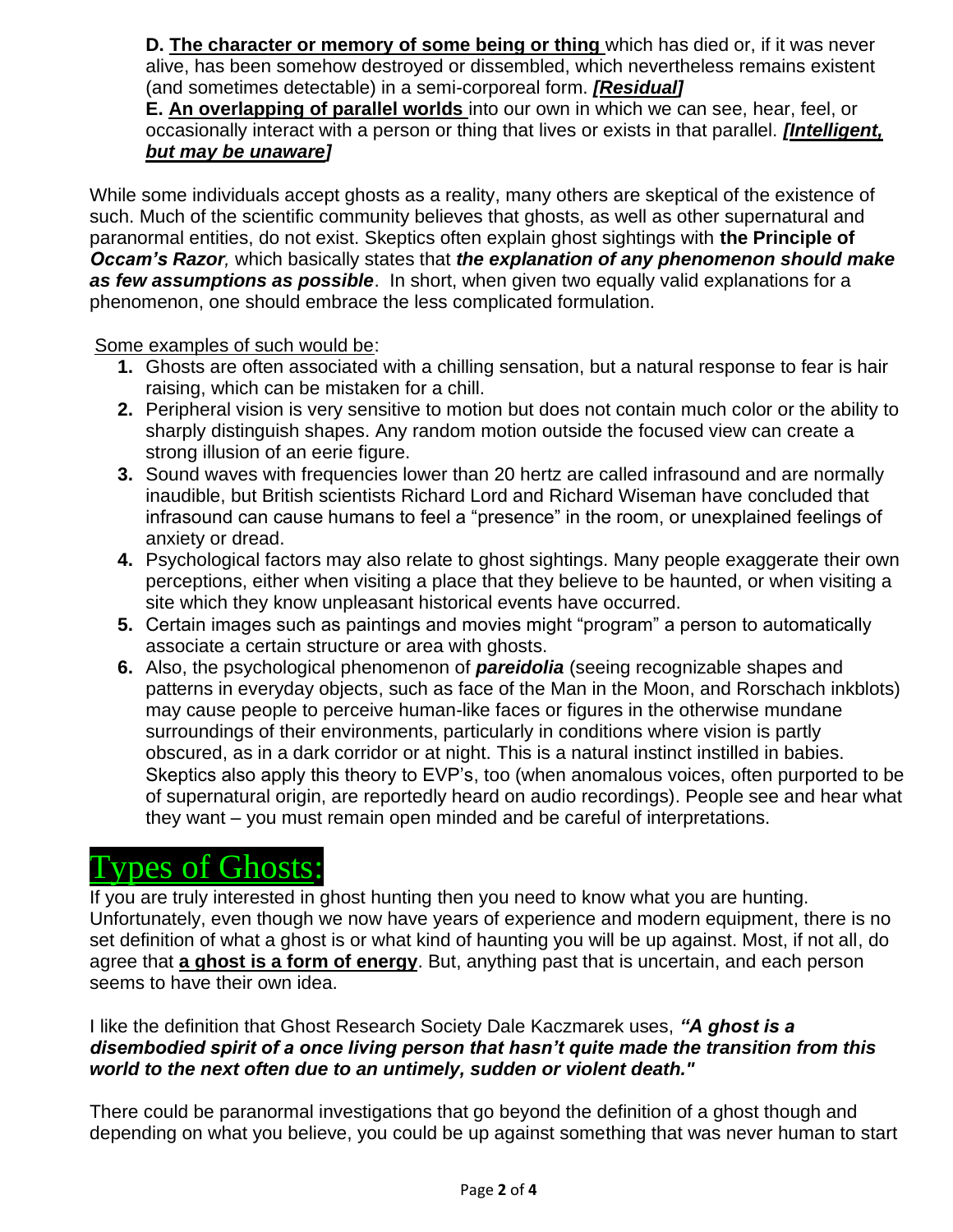**D. <u>The character or memory of some being or thing</u>** which has died or, if it was never alive, has been somehow destroyed or dissembled, which nevertheless remains existent (and sometimes detectable) in a semi-corporeal form. ***[Residual]***

**E. <u>An overlapping of parallel worlds</u>** into our own in which we can see, hear, feel, or occasionally interact with a person or thing that lives or exists in that parallel. ***[Intelligent, but may be unaware]***

While some individuals accept ghosts as a reality, many others are skeptical of the existence of such. Much of the scientific community believes that ghosts, as well as other supernatural and paranormal entities, do not exist. Skeptics often explain ghost sightings with **the Principle of *Occam's Razor*,** which basically states that ***the explanation of any phenomenon should make as few assumptions as possible***. In short, when given two equally valid explanations for a phenomenon, one should embrace the less complicated formulation.

<u>Some examples of such would be</u>:

1. Ghosts are often associated with a chilling sensation, but a natural response to fear is hair raising, which can be mistaken for a chill.
2. Peripheral vision is very sensitive to motion but does not contain much color or the ability to sharply distinguish shapes. Any random motion outside the focused view can create a strong illusion of an eerie figure.
3. Sound waves with frequencies lower than 20 hertz are called infrasound and are normally inaudible, but British scientists Richard Lord and Richard Wiseman have concluded that infrasound can cause humans to feel a "presence" in the room, or unexplained feelings of anxiety or dread.
4. Psychological factors may also relate to ghost sightings. Many people exaggerate their own perceptions, either when visiting a place that they believe to be haunted, or when visiting a site which they know unpleasant historical events have occurred.
5. Certain images such as paintings and movies might "program" a person to automatically associate a certain structure or area with ghosts.
6. Also, the psychological phenomenon of ***pareidolia*** (seeing recognizable shapes and patterns in everyday objects, such as face of the Man in the Moon, and Rorschach inkblots) may cause people to perceive human-like faces or figures in the otherwise mundane surroundings of their environments, particularly in conditions where vision is partly obscured, as in a dark corridor or at night. This is a natural instinct instilled in babies. Skeptics also apply this theory to EVP's, too (when anomalous voices, often purported to be of supernatural origin, are reportedly heard on audio recordings). People see and hear what they want – you must remain open minded and be careful of interpretations.

# Types of Ghosts:

If you are truly interested in ghost hunting then you need to know what you are hunting. Unfortunately, even though we now have years of experience and modern equipment, there is no set definition of what a ghost is or what kind of haunting you will be up against. Most, if not all, do agree that **<u>a ghost is a form of energy</u>**. But, anything past that is uncertain, and each person seems to have their own idea.

I like the definition that Ghost Research Society Dale Kaczmarek uses, ***"A ghost is a disembodied spirit of a once living person that hasn't quite made the transition from this world to the next often due to an untimely, sudden or violent death."***

There could be paranormal investigations that go beyond the definition of a ghost though and depending on what you believe, you could be up against something that was never human to start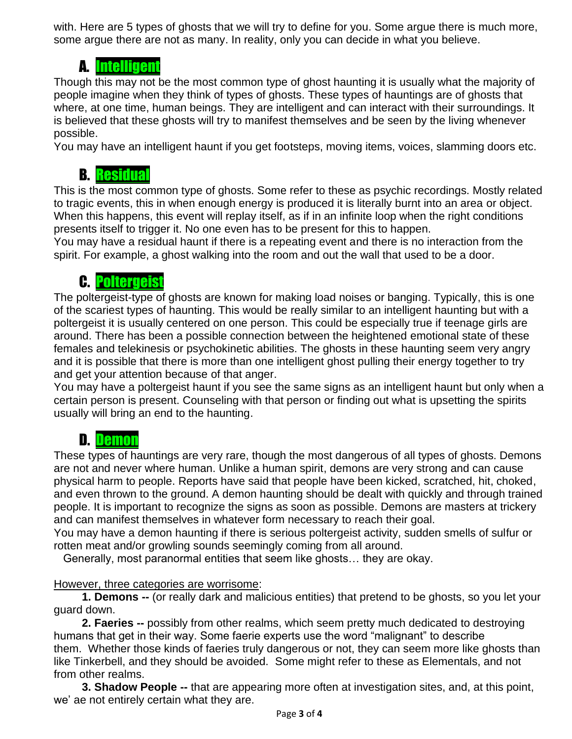with. Here are 5 types of ghosts that we will try to define for you. Some argue there is much more, some argue there are not as many. In reality, only you can decide in what you believe.

## A. Intelligent

Though this may not be the most common type of ghost haunting it is usually what the majority of people imagine when they think of types of ghosts. These types of hauntings are of ghosts that where, at one time, human beings. They are intelligent and can interact with their surroundings. It is believed that these ghosts will try to manifest themselves and be seen by the living whenever possible.

You may have an intelligent haunt if you get footsteps, moving items, voices, slamming doors etc.

## B. Residual

This is the most common type of ghosts. Some refer to these as psychic recordings. Mostly related to tragic events, this in when enough energy is produced it is literally burnt into an area or object. When this happens, this event will replay itself, as if in an infinite loop when the right conditions presents itself to trigger it. No one even has to be present for this to happen.

You may have a residual haunt if there is a repeating event and there is no interaction from the spirit. For example, a ghost walking into the room and out the wall that used to be a door.

## C. Poltergeist

The poltergeist-type of ghosts are known for making load noises or banging. Typically, this is one of the scariest types of haunting. This would be really similar to an intelligent haunting but with a poltergeist it is usually centered on one person. This could be especially true if teenage girls are around. There has been a possible connection between the heightened emotional state of these females and telekinesis or psychokinetic abilities. The ghosts in these haunting seem very angry and it is possible that there is more than one intelligent ghost pulling their energy together to try and get your attention because of that anger.

You may have a poltergeist haunt if you see the same signs as an intelligent haunt but only when a certain person is present. Counseling with that person or finding out what is upsetting the spirits usually will bring an end to the haunting.

## D. Demon

These types of hauntings are very rare, though the most dangerous of all types of ghosts. Demons are not and never where human. Unlike a human spirit, demons are very strong and can cause physical harm to people. Reports have said that people have been kicked, scratched, hit, choked, and even thrown to the ground. A demon haunting should be dealt with quickly and through trained people. It is important to recognize the signs as soon as possible. Demons are masters at trickery and can manifest themselves in whatever form necessary to reach their goal.

You may have a demon haunting if there is serious poltergeist activity, sudden smells of sulfur or rotten meat and/or growling sounds seemingly coming from all around.

Generally, most paranormal entities that seem like ghosts… they are okay.

However, three categories are worrisome:

**1. Demons --** (or really dark and malicious entities) that pretend to be ghosts, so you let your guard down.

**2. Faeries --** possibly from other realms, which seem pretty much dedicated to destroying humans that get in their way. Some faerie experts use the word "malignant" to describe them. Whether those kinds of faeries truly dangerous or not, they can seem more like ghosts than like Tinkerbell, and they should be avoided. Some might refer to these as Elementals, and not from other realms.

**3. Shadow People --** that are appearing more often at investigation sites, and, at this point, we' ae not entirely certain what they are.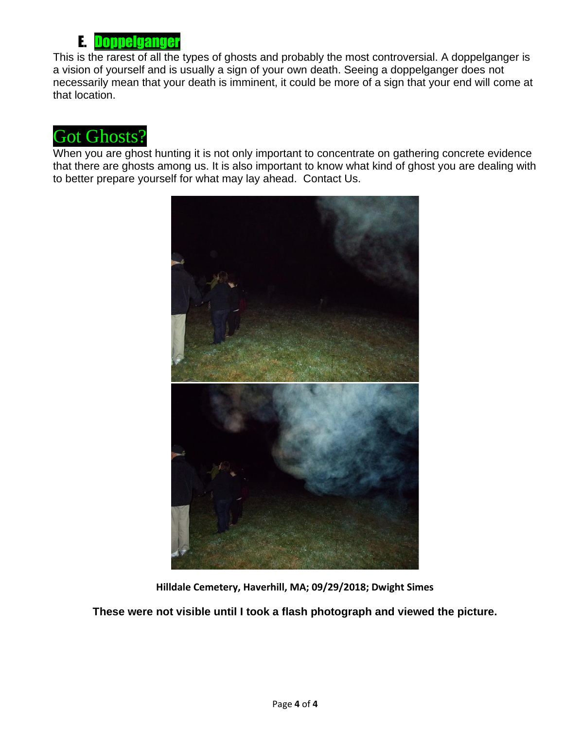## E. Doppelganger

This is the rarest of all the types of ghosts and probably the most controversial. A doppelganger is a vision of yourself and is usually a sign of your own death. Seeing a doppelganger does not necessarily mean that your death is imminent, it could be more of a sign that your end will come at that location.

# Got Ghosts?

When you are ghost hunting it is not only important to concentrate on gathering concrete evidence that there are ghosts among us. It is also important to know what kind of ghost you are dealing with to better prepare yourself for what may lay ahead. Contact Us.

**Hilldale Cemetery, Haverhill, MA; 09/29/2018; Dwight Simes**

**These were not visible until I took a flash photograph and viewed the picture.**